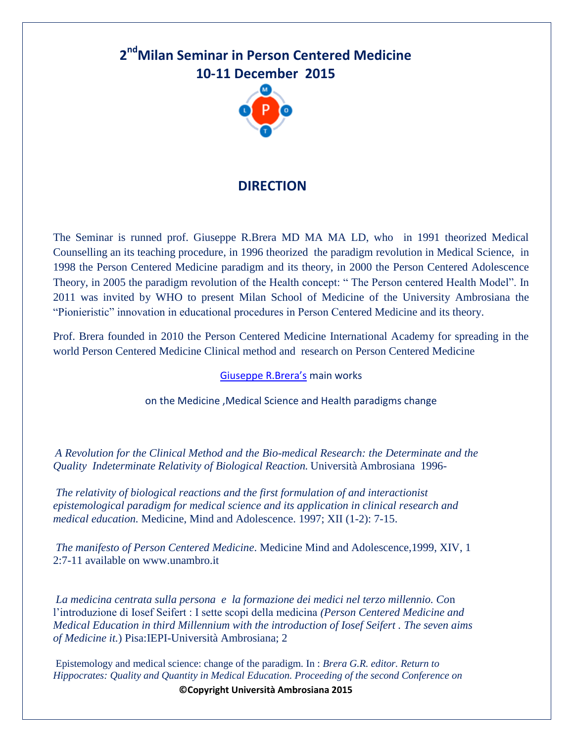# 2[nd] Milan Seminar in Person Centered Medicine
# 10-11 December 2015

## DIRECTION

The Seminar is runned prof. Giuseppe R.Brera MD MA MA LD, who in 1991 theorized Medical Counselling an its teaching procedure, in 1996 theorized the paradigm revolution in Medical Science, in 1998 the Person Centered Medicine paradigm and its theory, in 2000 the Person Centered Adolescence Theory, in 2005 the paradigm revolution of the Health concept: " The Person centered Health Model". In 2011 was invited by WHO to present Milan School of Medicine of the University Ambrosiana the "Pionieristic" innovation in educational procedures in Person Centered Medicine and its theory.

Prof. Brera founded in 2010 the Person Centered Medicine International Academy for spreading in the world Person Centered Medicine Clinical method and research on Person Centered Medicine

Giuseppe R.Brera's main works

on the Medicine ,Medical Science and Health paradigms change

*A Revolution for the Clinical Method and the Bio-medical Research: the Determinate and the Quality Indeterminate Relativity of Biological Reaction.* Università Ambrosiana 1996-

*The relativity of biological reactions and the first formulation of and interactionist epistemological paradigm for medical science and its application in clinical research and medical education.* Medicine, Mind and Adolescence. 1997; XII (1-2): 7-15.

*The manifesto of Person Centered Medicine*. Medicine Mind and Adolescence,1999, XIV, 1 2:7-11 available on www.unambro.it

*La medicina centrata sulla persona e la formazione dei medici nel terzo millennio. C*on l'introduzione di Iosef Seifert : I sette scopi della medicina *(Person Centered Medicine and Medical Education in third Millennium with the introduction of Iosef Seifert . The seven aims of Medicine it.*) Pisa:IEPI-Università Ambrosiana; 2

Epistemology and medical science: change of the paradigm. In : *Brera G.R. editor. Return to Hippocrates: Quality and Quantity in Medical Education. Proceeding of the second Conference on*

**©Copyright Università Ambrosiana 2015**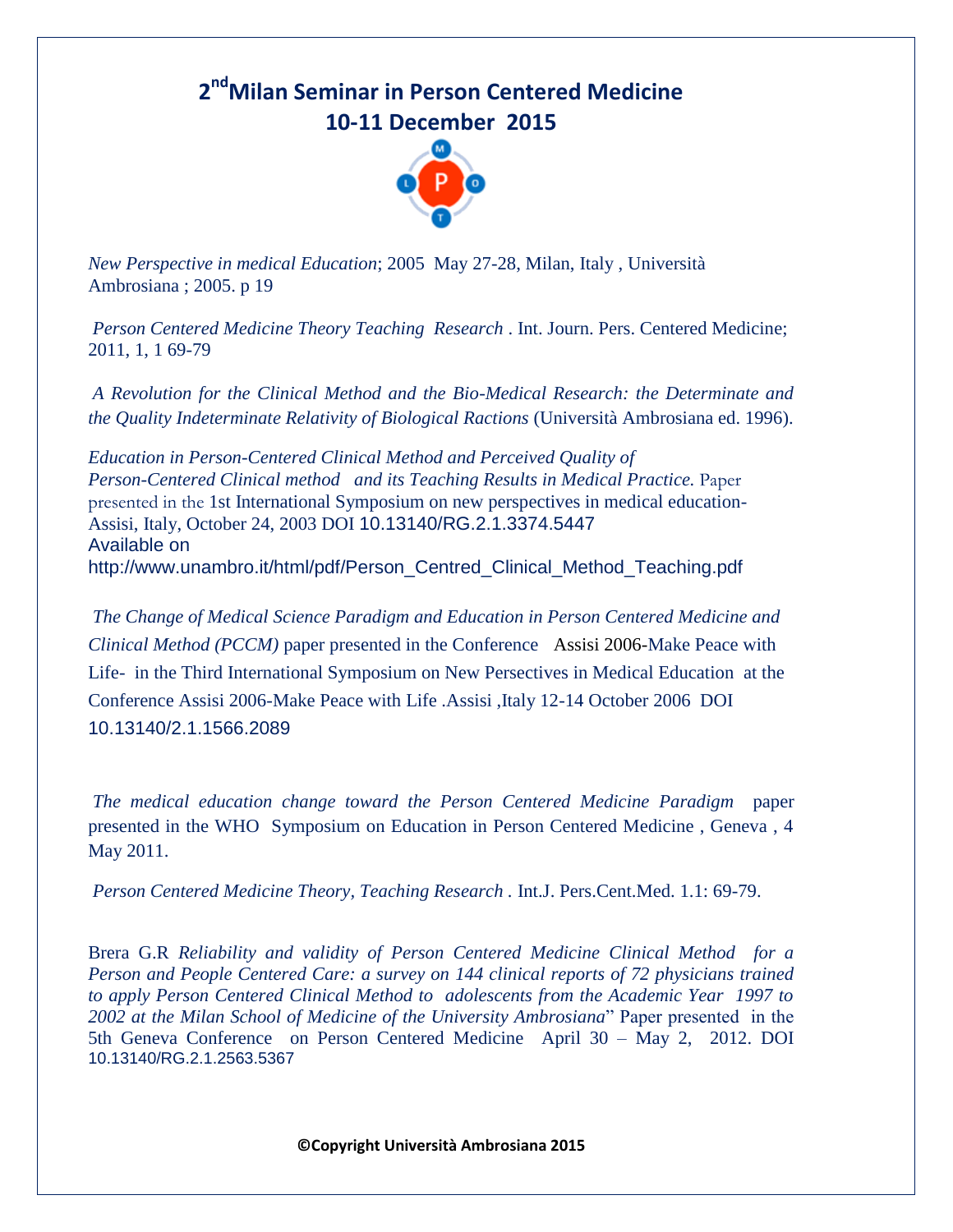## 2[nd] Milan Seminar in Person Centered Medicine
## 10-11 December 2015

*New Perspective in medical Education*; 2005 May 27-28, Milan, Italy , Università Ambrosiana ; 2005. p 19

*Person Centered Medicine Theory Teaching Research* . Int. Journ. Pers. Centered Medicine; 2011, 1, 1 69-79

*A Revolution for the Clinical Method and the Bio-Medical Research: the Determinate and the Quality Indeterminate Relativity of Biological Ractions* (Università Ambrosiana ed. 1996).

*Education in Person-Centered Clinical Method and Perceived Quality of Person-Centered Clinical method and its Teaching Results in Medical Practice.* Paper presented in the 1st International Symposium on new perspectives in medical education-Assisi, Italy, October 24, 2003 DOI 10.13140/RG.2.1.3374.5447
Available on
http://www.unambro.it/html/pdf/Person_Centred_Clinical_Method_Teaching.pdf

*The Change of Medical Science Paradigm and Education in Person Centered Medicine and Clinical Method (PCCM)* paper presented in the Conference Assisi 2006-Make Peace with Life- in the Third International Symposium on New Persectives in Medical Education at the Conference Assisi 2006-Make Peace with Life .Assisi ,Italy 12-14 October 2006 DOI 10.13140/2.1.1566.2089

*The medical education change toward the Person Centered Medicine Paradigm* paper presented in the WHO Symposium on Education in Person Centered Medicine , Geneva , 4 May 2011.

*Person Centered Medicine Theory, Teaching Research* . Int.J. Pers.Cent.Med. 1.1: 69-79.

Brera G.R *Reliability and validity of Person Centered Medicine Clinical Method for a Person and People Centered Care: a survey on 144 clinical reports of 72 physicians trained to apply Person Centered Clinical Method to adolescents from the Academic Year 1997 to 2002 at the Milan School of Medicine of the University Ambrosiana*" Paper presented in the 5th Geneva Conference on Person Centered Medicine April 30 – May 2, 2012. DOI 10.13140/RG.2.1.2563.5367

**©Copyright Università Ambrosiana 2015**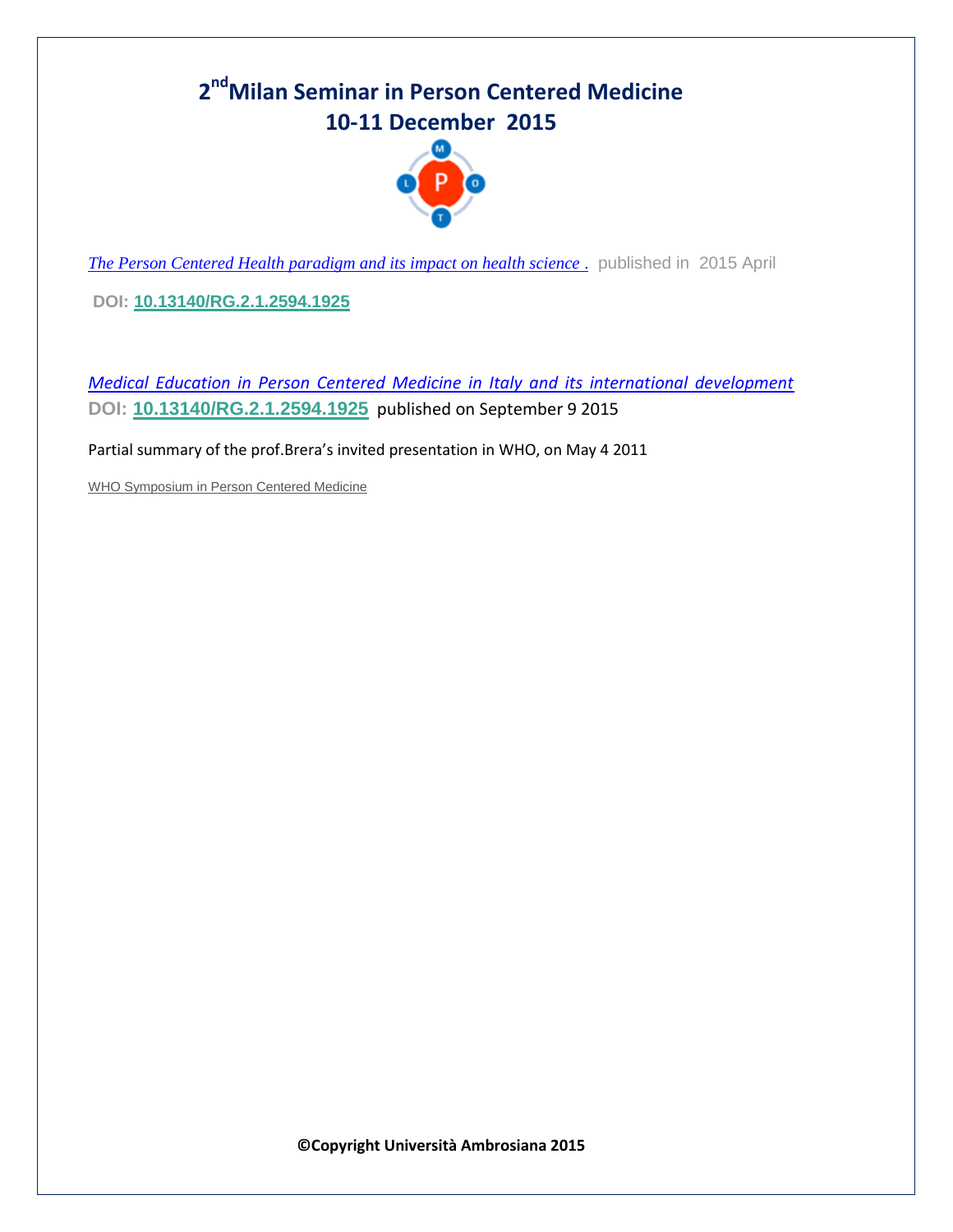# 2nd Milan Seminar in Person Centered Medicine
# 10-11 December 2015

*The Person Centered Health paradigm and its impact on health science .* published in 2015 April

**DOI: 10.13140/RG.2.1.2594.1925**

*Medical Education in Person Centered Medicine in Italy and its international development*
**DOI: 10.13140/RG.2.1.2594.1925** published on September 9 2015

Partial summary of the prof.Brera's invited presentation in WHO, on May 4 2011

WHO Symposium in Person Centered Medicine

**©Copyright Università Ambrosiana 2015**